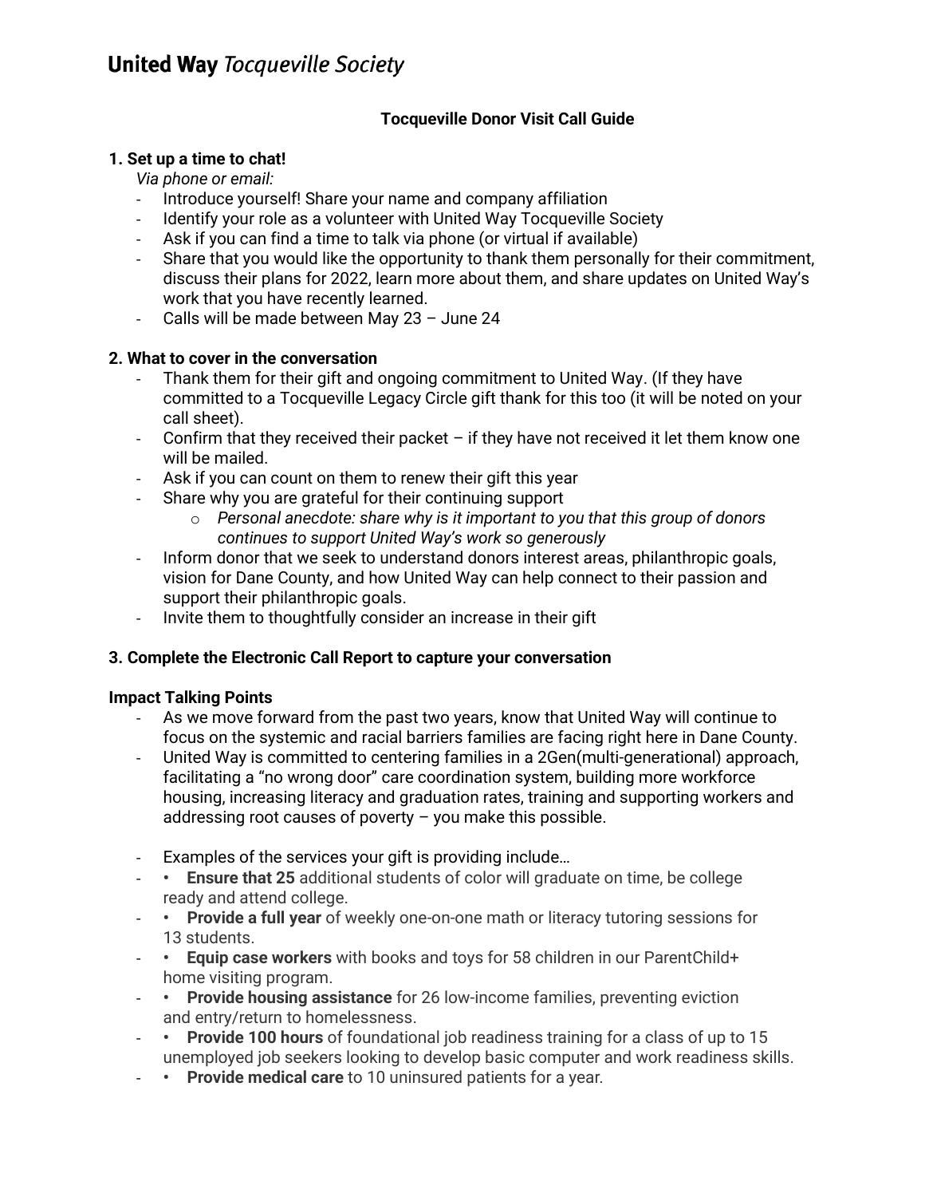# **United Way** *Tocqueville Society*

## Tocqueville Donor Visit Call Guide

### 1. Set up a time to chat!

*Via phone or email:*

- Introduce yourself! Share your name and company affiliation
- Identify your role as a volunteer with United Way Tocqueville Society
- Ask if you can find a time to talk via phone (or virtual if available)
- Share that you would like the opportunity to thank them personally for their commitment, discuss their plans for 2022, learn more about them, and share updates on United Way's work that you have recently learned.
- Calls will be made between May 23 – June 24

### 2. What to cover in the conversation

- Thank them for their gift and ongoing commitment to United Way. (If they have committed to a Tocqueville Legacy Circle gift thank for this too (it will be noted on your call sheet).
- Confirm that they received their packet – if they have not received it let them know one will be mailed.
- Ask if you can count on them to renew their gift this year
- Share why you are grateful for their continuing support
  - *Personal anecdote: share why is it important to you that this group of donors continues to support United Way's work so generously*
- Inform donor that we seek to understand donors interest areas, philanthropic goals, vision for Dane County, and how United Way can help connect to their passion and support their philanthropic goals.
- Invite them to thoughtfully consider an increase in their gift

### 3. Complete the Electronic Call Report to capture your conversation

### Impact Talking Points

- As we move forward from the past two years, know that United Way will continue to focus on the systemic and racial barriers families are facing right here in Dane County.
- United Way is committed to centering families in a 2Gen(multi-generational) approach, facilitating a "no wrong door" care coordination system, building more workforce housing, increasing literacy and graduation rates, training and supporting workers and addressing root causes of poverty – you make this possible.

- Examples of the services your gift is providing include…
- • **Ensure that 25** additional students of color will graduate on time, be college ready and attend college.
- • **Provide a full year** of weekly one-on-one math or literacy tutoring sessions for 13 students.
- • **Equip case workers** with books and toys for 58 children in our ParentChild+ home visiting program.
- • **Provide housing assistance** for 26 low-income families, preventing eviction and entry/return to homelessness.
- • **Provide 100 hours** of foundational job readiness training for a class of up to 15 unemployed job seekers looking to develop basic computer and work readiness skills.
- • **Provide medical care** to 10 uninsured patients for a year.